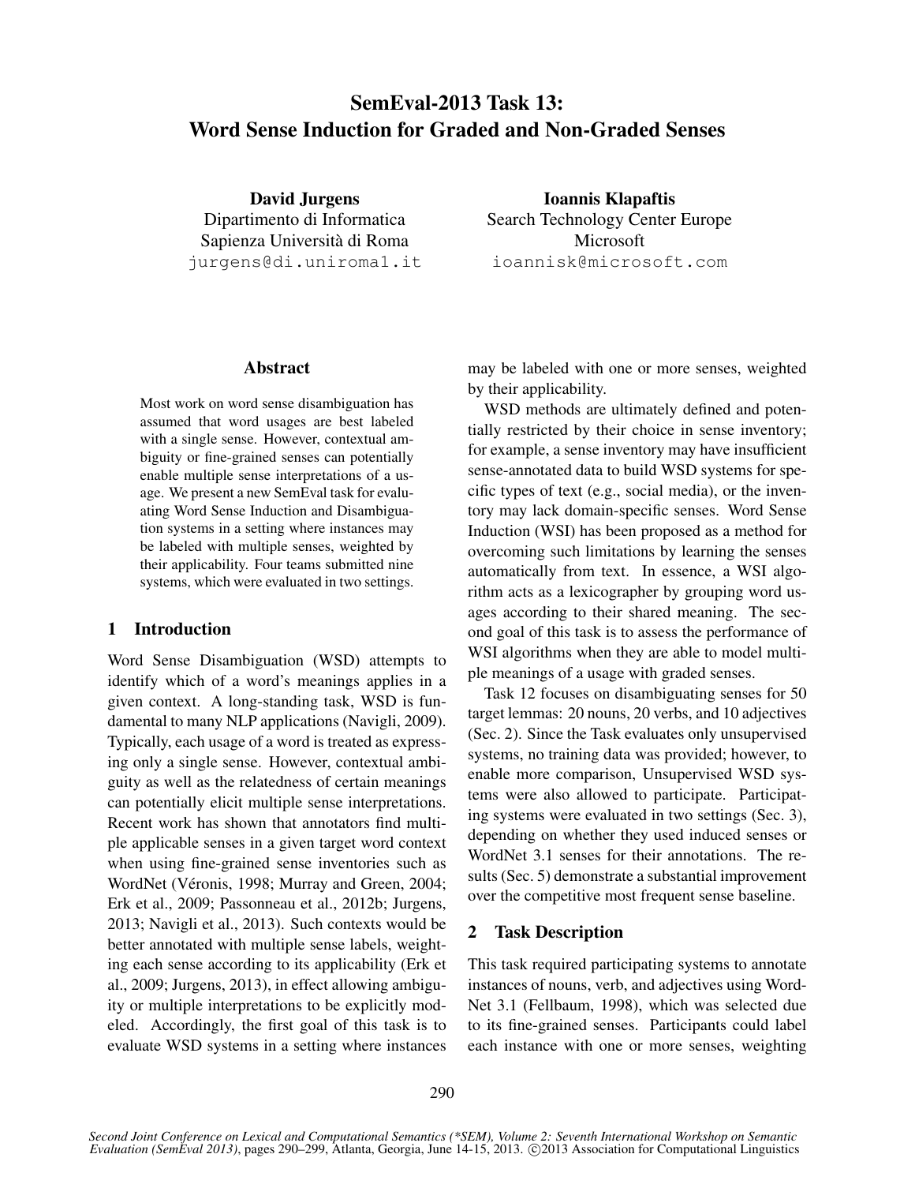# SemEval-2013 Task 13: Word Sense Induction for Graded and Non-Graded Senses

**David Jurgens**
Dipartimento di Informatica
Sapienza Università di Roma
jurgens@di.uniroma1.it

**Ioannis Klapaftis**
Search Technology Center Europe
Microsoft
ioannisk@microsoft.com

## Abstract

Most work on word sense disambiguation has assumed that word usages are best labeled with a single sense. However, contextual ambiguity or fine-grained senses can potentially enable multiple sense interpretations of a usage. We present a new SemEval task for evaluating Word Sense Induction and Disambiguation systems in a setting where instances may be labeled with multiple senses, weighted by their applicability. Four teams submitted nine systems, which were evaluated in two settings.

## 1 Introduction

Word Sense Disambiguation (WSD) attempts to identify which of a word's meanings applies in a given context. A long-standing task, WSD is fundamental to many NLP applications (Navigli, 2009). Typically, each usage of a word is treated as expressing only a single sense. However, contextual ambiguity as well as the relatedness of certain meanings can potentially elicit multiple sense interpretations. Recent work has shown that annotators find multiple applicable senses in a given target word context when using fine-grained sense inventories such as WordNet (Véronis, 1998; Murray and Green, 2004; Erk et al., 2009; Passonneau et al., 2012b; Jurgens, 2013; Navigli et al., 2013). Such contexts would be better annotated with multiple sense labels, weighting each sense according to its applicability (Erk et al., 2009; Jurgens, 2013), in effect allowing ambiguity or multiple interpretations to be explicitly modeled. Accordingly, the first goal of this task is to evaluate WSD systems in a setting where instances may be labeled with one or more senses, weighted by their applicability.

WSD methods are ultimately defined and potentially restricted by their choice in sense inventory; for example, a sense inventory may have insufficient sense-annotated data to build WSD systems for specific types of text (e.g., social media), or the inventory may lack domain-specific senses. Word Sense Induction (WSI) has been proposed as a method for overcoming such limitations by learning the senses automatically from text. In essence, a WSI algorithm acts as a lexicographer by grouping word usages according to their shared meaning. The second goal of this task is to assess the performance of WSI algorithms when they are able to model multiple meanings of a usage with graded senses.

Task 12 focuses on disambiguating senses for 50 target lemmas: 20 nouns, 20 verbs, and 10 adjectives (Sec. 2). Since the Task evaluates only unsupervised systems, no training data was provided; however, to enable more comparison, Unsupervised WSD systems were also allowed to participate. Participating systems were evaluated in two settings (Sec. 3), depending on whether they used induced senses or WordNet 3.1 senses for their annotations. The results (Sec. 5) demonstrate a substantial improvement over the competitive most frequent sense baseline.

## 2 Task Description

This task required participating systems to annotate instances of nouns, verb, and adjectives using WordNet 3.1 (Fellbaum, 1998), which was selected due to its fine-grained senses. Participants could label each instance with one or more senses, weighting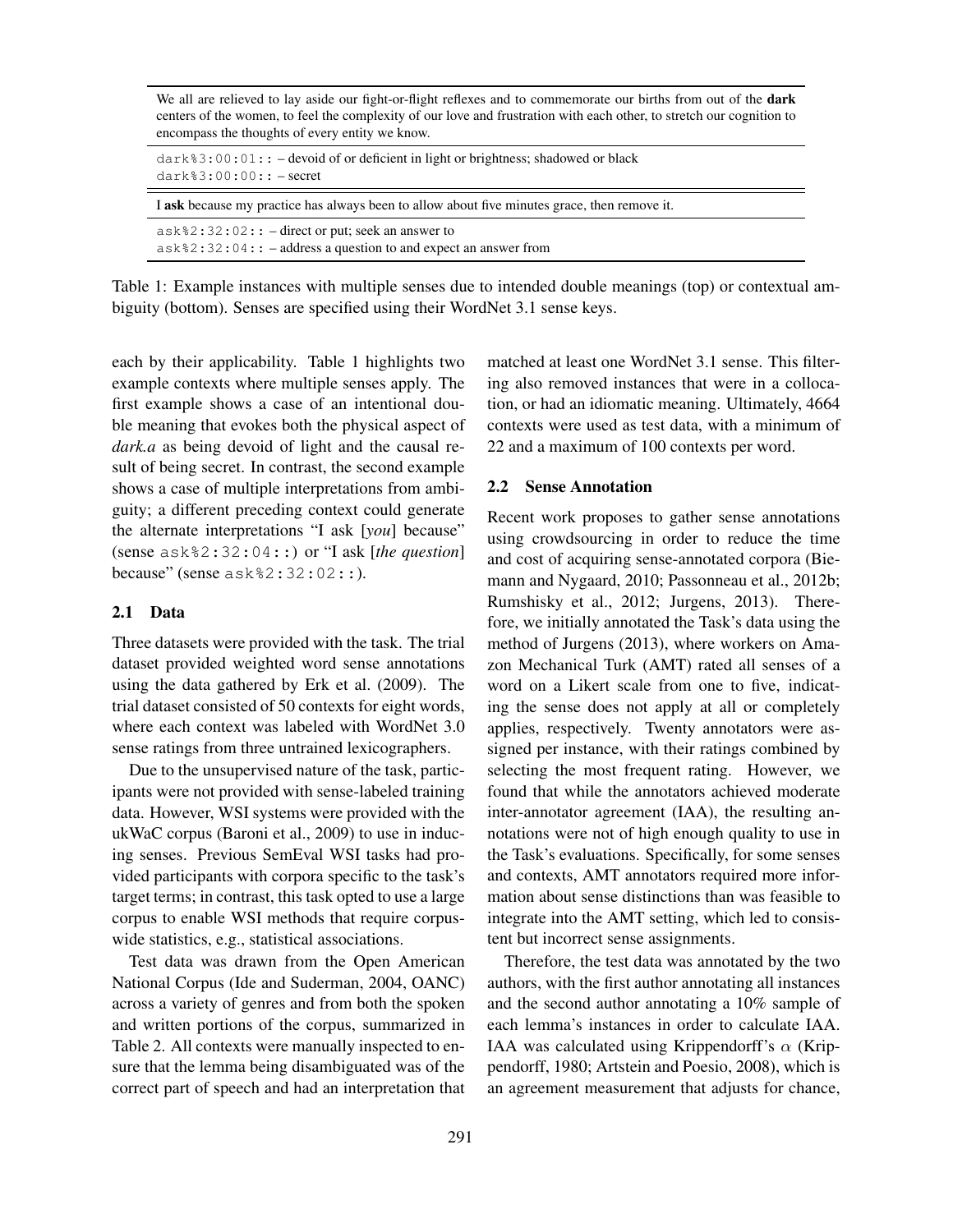| We all are relieved to lay aside our fight-or-flight reflexes and to commemorate our births from out of the **dark** centers of the women, to feel the complexity of our love and frustration with each other, to stretch our cognition to encompass the thoughts of every entity we know. |
|---|
| `dark%3:00:01::` – devoid of or deficient in light or brightness; shadowed or black<br>`dark%3:00:00::` – secret |
| I **ask** because my practice has always been to allow about five minutes grace, then remove it. |
| `ask%2:32:02::` – direct or put; seek an answer to<br>`ask%2:32:04::` – address a question to and expect an answer from |

Table 1: Example instances with multiple senses due to intended double meanings (top) or contextual ambiguity (bottom). Senses are specified using their WordNet 3.1 sense keys.

each by their applicability. Table 1 highlights two example contexts where multiple senses apply. The first example shows a case of an intentional double meaning that evokes both the physical aspect of *dark.a* as being devoid of light and the causal result of being secret. In contrast, the second example shows a case of multiple interpretations from ambiguity; a different preceding context could generate the alternate interpretations "I ask [*you*] because" (sense `ask%2:32:04::`) or "I ask [*the question*] because" (sense `ask%2:32:02::`).

### 2.1 Data

Three datasets were provided with the task. The trial dataset provided weighted word sense annotations using the data gathered by Erk et al. (2009). The trial dataset consisted of 50 contexts for eight words, where each context was labeled with WordNet 3.0 sense ratings from three untrained lexicographers.

Due to the unsupervised nature of the task, participants were not provided with sense-labeled training data. However, WSI systems were provided with the ukWaC corpus (Baroni et al., 2009) to use in inducing senses. Previous SemEval WSI tasks had provided participants with corpora specific to the task's target terms; in contrast, this task opted to use a large corpus to enable WSI methods that require corpus-wide statistics, e.g., statistical associations.

Test data was drawn from the Open American National Corpus (Ide and Suderman, 2004, OANC) across a variety of genres and from both the spoken and written portions of the corpus, summarized in Table 2. All contexts were manually inspected to ensure that the lemma being disambiguated was of the correct part of speech and had an interpretation that matched at least one WordNet 3.1 sense. This filtering also removed instances that were in a collocation, or had an idiomatic meaning. Ultimately, 4664 contexts were used as test data, with a minimum of 22 and a maximum of 100 contexts per word.

### 2.2 Sense Annotation

Recent work proposes to gather sense annotations using crowdsourcing in order to reduce the time and cost of acquiring sense-annotated corpora (Biemann and Nygaard, 2010; Passonneau et al., 2012b; Rumshisky et al., 2012; Jurgens, 2013). Therefore, we initially annotated the Task's data using the method of Jurgens (2013), where workers on Amazon Mechanical Turk (AMT) rated all senses of a word on a Likert scale from one to five, indicating the sense does not apply at all or completely applies, respectively. Twenty annotators were assigned per instance, with their ratings combined by selecting the most frequent rating. However, we found that while the annotators achieved moderate inter-annotator agreement (IAA), the resulting annotations were not of high enough quality to use in the Task's evaluations. Specifically, for some senses and contexts, AMT annotators required more information about sense distinctions than was feasible to integrate into the AMT setting, which led to consistent but incorrect sense assignments.

Therefore, the test data was annotated by the two authors, with the first author annotating all instances and the second author annotating a 10% sample of each lemma's instances in order to calculate IAA. IAA was calculated using Krippendorff's $\alpha$ (Krippendorff, 1980; Artstein and Poesio, 2008), which is an agreement measurement that adjusts for chance,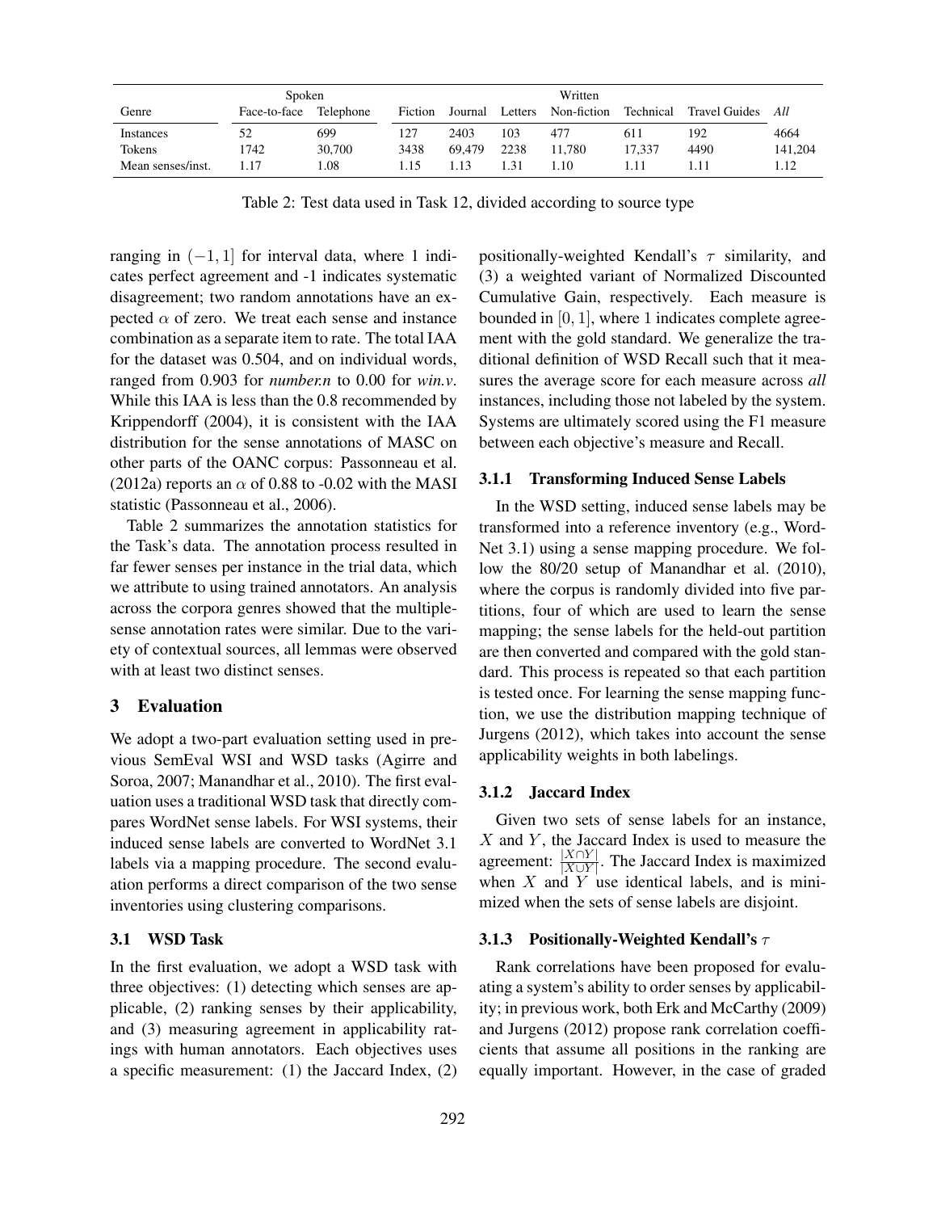| | Spoken | | Written | | | | | | | |
|---|---|---|---|---|---|---|---|---|---|
| Genre | Face-to-face | Telephone | Fiction | Journal | Letters | Non-fiction | Technical | Travel Guides | *All* |
| Instances | 52 | 699 | 127 | 2403 | 103 | 477 | 611 | 192 | 4664 |
| Tokens | 1742 | 30,700 | 3438 | 69,479 | 2238 | 11,780 | 17,337 | 4490 | 141,204 |
| Mean senses/inst. | 1.17 | 1.08 | 1.15 | 1.13 | 1.31 | 1.10 | 1.11 | 1.11 | 1.12 |

Table 2: Test data used in Task 12, divided according to source type

ranging in $(-1, 1]$ for interval data, where 1 indicates perfect agreement and -1 indicates systematic disagreement; two random annotations have an expected $\alpha$ of zero. We treat each sense and instance combination as a separate item to rate. The total IAA for the dataset was 0.504, and on individual words, ranged from 0.903 for *number.n* to 0.00 for *win.v*. While this IAA is less than the 0.8 recommended by Krippendorff (2004), it is consistent with the IAA distribution for the sense annotations of MASC on other parts of the OANC corpus: Passonneau et al. (2012a) reports an $\alpha$ of 0.88 to -0.02 with the MASI statistic (Passonneau et al., 2006).

Table 2 summarizes the annotation statistics for the Task's data. The annotation process resulted in far fewer senses per instance in the trial data, which we attribute to using trained annotators. An analysis across the corpora genres showed that the multiple-sense annotation rates were similar. Due to the variety of contextual sources, all lemmas were observed with at least two distinct senses.

## 3 Evaluation

We adopt a two-part evaluation setting used in previous SemEval WSI and WSD tasks (Agirre and Soroa, 2007; Manandhar et al., 2010). The first evaluation uses a traditional WSD task that directly compares WordNet sense labels. For WSI systems, their induced sense labels are converted to WordNet 3.1 labels via a mapping procedure. The second evaluation performs a direct comparison of the two sense inventories using clustering comparisons.

### 3.1 WSD Task

In the first evaluation, we adopt a WSD task with three objectives: (1) detecting which senses are applicable, (2) ranking senses by their applicability, and (3) measuring agreement in applicability ratings with human annotators. Each objectives uses a specific measurement: (1) the Jaccard Index, (2) positionally-weighted Kendall's $\tau$ similarity, and (3) a weighted variant of Normalized Discounted Cumulative Gain, respectively. Each measure is bounded in $[0, 1]$, where 1 indicates complete agreement with the gold standard. We generalize the traditional definition of WSD Recall such that it measures the average score for each measure across *all* instances, including those not labeled by the system. Systems are ultimately scored using the F1 measure between each objective's measure and Recall.

#### 3.1.1 Transforming Induced Sense Labels

In the WSD setting, induced sense labels may be transformed into a reference inventory (e.g., WordNet 3.1) using a sense mapping procedure. We follow the 80/20 setup of Manandhar et al. (2010), where the corpus is randomly divided into five partitions, four of which are used to learn the sense mapping; the sense labels for the held-out partition are then converted and compared with the gold standard. This process is repeated so that each partition is tested once. For learning the sense mapping function, we use the distribution mapping technique of Jurgens (2012), which takes into account the sense applicability weights in both labelings.

#### 3.1.2 Jaccard Index

Given two sets of sense labels for an instance, $X$ and $Y$, the Jaccard Index is used to measure the agreement: $\frac{|X \cap Y|}{|X \cup Y|}$. The Jaccard Index is maximized when $X$ and $Y$ use identical labels, and is minimized when the sets of sense labels are disjoint.

#### 3.1.3 Positionally-Weighted Kendall's $\tau$

Rank correlations have been proposed for evaluating a system's ability to order senses by applicability; in previous work, both Erk and McCarthy (2009) and Jurgens (2012) propose rank correlation coefficients that assume all positions in the ranking are equally important. However, in the case of graded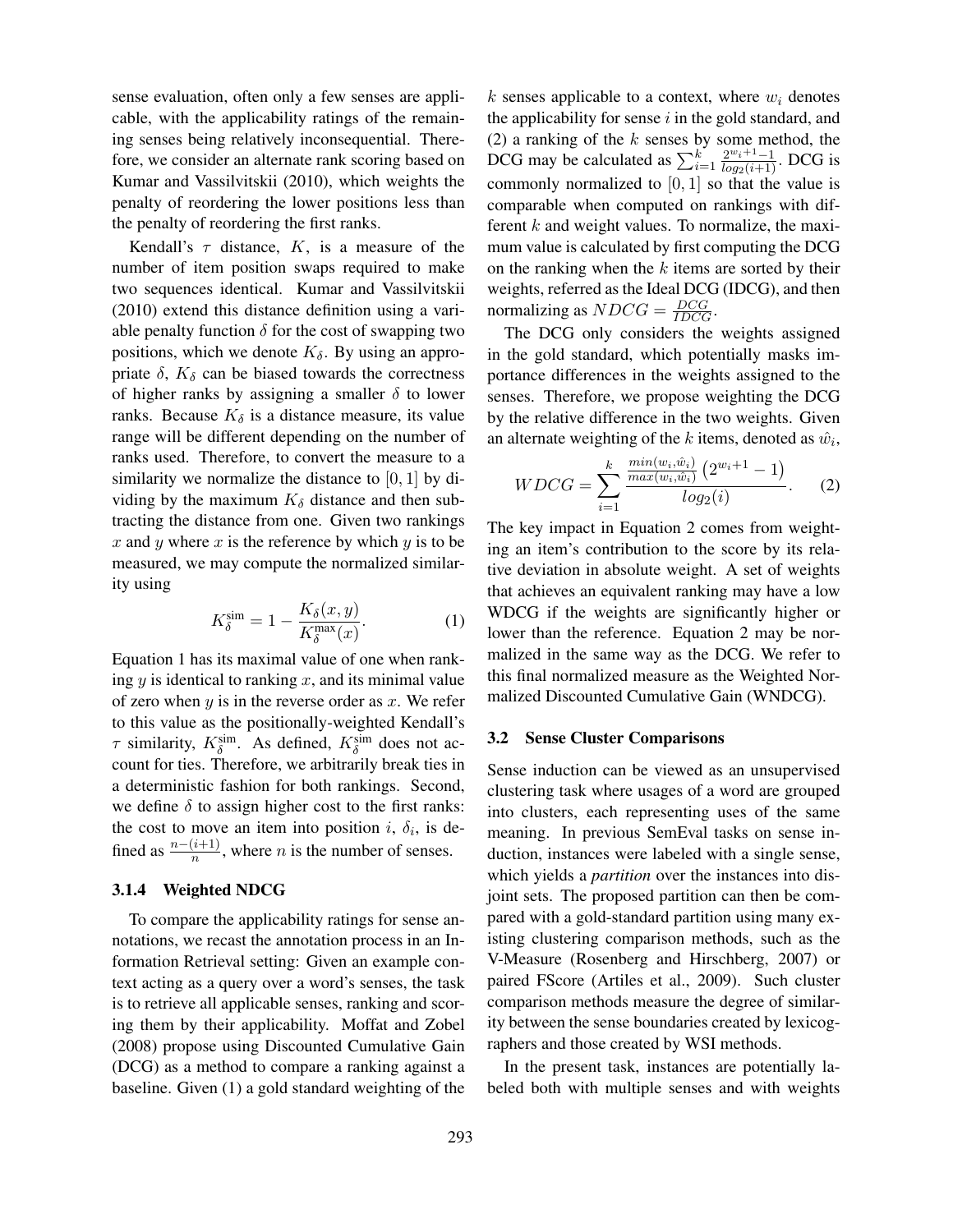sense evaluation, often only a few senses are applicable, with the applicability ratings of the remaining senses being relatively inconsequential. Therefore, we consider an alternate rank scoring based on Kumar and Vassilvitskii (2010), which weights the penalty of reordering the lower positions less than the penalty of reordering the first ranks.

Kendall's $\tau$ distance, $K$, is a measure of the number of item position swaps required to make two sequences identical. Kumar and Vassilvitskii (2010) extend this distance definition using a variable penalty function $\delta$ for the cost of swapping two positions, which we denote $K_\delta$. By using an appropriate $\delta$, $K_\delta$ can be biased towards the correctness of higher ranks by assigning a smaller $\delta$ to lower ranks. Because $K_\delta$ is a distance measure, its value range will be different depending on the number of ranks used. Therefore, to convert the measure to a similarity we normalize the distance to $[0, 1]$ by dividing by the maximum $K_\delta$ distance and then subtracting the distance from one. Given two rankings $x$ and $y$ where $x$ is the reference by which $y$ is to be measured, we may compute the normalized similarity using

$$K_\delta^{\text{sim}} = 1 - \frac{K_\delta(x, y)}{K_\delta^{\max}(x)}. \quad (1)$$

Equation 1 has its maximal value of one when ranking $y$ is identical to ranking $x$, and its minimal value of zero when $y$ is in the reverse order as $x$. We refer to this value as the positionally-weighted Kendall's $\tau$ similarity, $K_\delta^{\text{sim}}$. As defined, $K_\delta^{\text{sim}}$ does not account for ties. Therefore, we arbitrarily break ties in a deterministic fashion for both rankings. Second, we define $\delta$ to assign higher cost to the first ranks: the cost to move an item into position $i$, $\delta_i$, is defined as $\frac{n-(i+1)}{n}$, where $n$ is the number of senses.

#### 3.1.4 Weighted NDCG

To compare the applicability ratings for sense annotations, we recast the annotation process in an Information Retrieval setting: Given an example context acting as a query over a word's senses, the task is to retrieve all applicable senses, ranking and scoring them by their applicability. Moffat and Zobel (2008) propose using Discounted Cumulative Gain (DCG) as a method to compare a ranking against a baseline. Given (1) a gold standard weighting of the $k$ senses applicable to a context, where $w_i$ denotes the applicability for sense $i$ in the gold standard, and (2) a ranking of the $k$ senses by some method, the DCG may be calculated as $\sum_{i=1}^{k} \frac{2^{w_i+1}-1}{log_2(i+1)}$. DCG is commonly normalized to $[0, 1]$ so that the value is comparable when computed on rankings with different $k$ and weight values. To normalize, the maximum value is calculated by first computing the DCG on the ranking when the $k$ items are sorted by their weights, referred as the Ideal DCG (IDCG), and then normalizing as $NDCG = \frac{DCG}{IDCG}$.

The DCG only considers the weights assigned in the gold standard, which potentially masks importance differences in the weights assigned to the senses. Therefore, we propose weighting the DCG by the relative difference in the two weights. Given an alternate weighting of the $k$ items, denoted as $\hat{w}_i$,

$$WDCG = \sum_{i=1}^{k} \frac{\frac{min(w_i, \hat{w}_i)}{max(w_i, \hat{w}_i)} \left(2^{w_i+1} - 1\right)}{log_2(i)}. \quad (2)$$

The key impact in Equation 2 comes from weighting an item's contribution to the score by its relative deviation in absolute weight. A set of weights that achieves an equivalent ranking may have a low WDCG if the weights are significantly higher or lower than the reference. Equation 2 may be normalized in the same way as the DCG. We refer to this final normalized measure as the Weighted Normalized Discounted Cumulative Gain (WNDCG).

### 3.2 Sense Cluster Comparisons

Sense induction can be viewed as an unsupervised clustering task where usages of a word are grouped into clusters, each representing uses of the same meaning. In previous SemEval tasks on sense induction, instances were labeled with a single sense, which yields a *partition* over the instances into disjoint sets. The proposed partition can then be compared with a gold-standard partition using many existing clustering comparison methods, such as the V-Measure (Rosenberg and Hirschberg, 2007) or paired FScore (Artiles et al., 2009). Such cluster comparison methods measure the degree of similarity between the sense boundaries created by lexicographers and those created by WSI methods.

In the present task, instances are potentially labeled both with multiple senses and with weights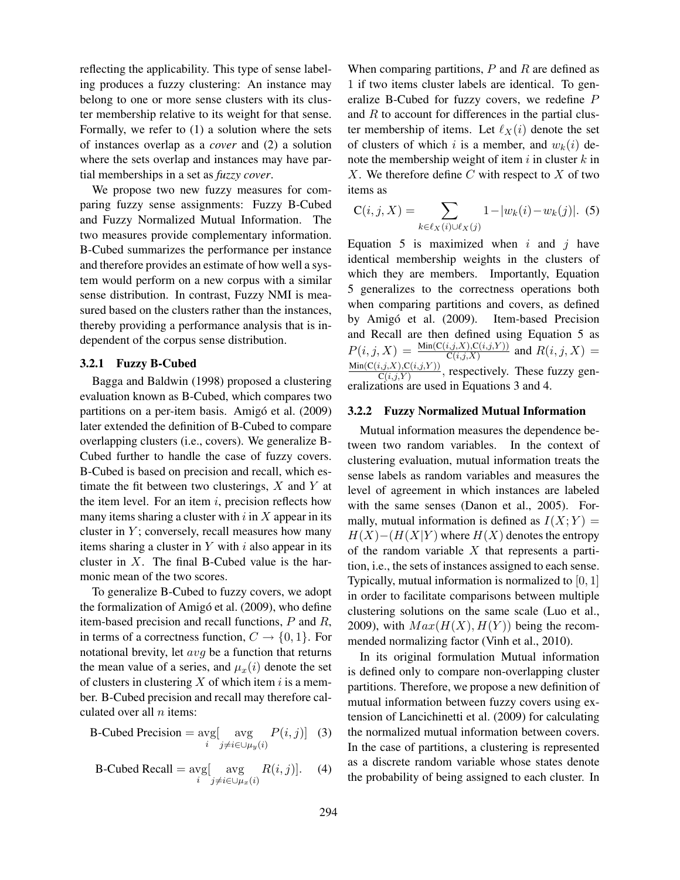reflecting the applicability. This type of sense labeling produces a fuzzy clustering: An instance may belong to one or more sense clusters with its cluster membership relative to its weight for that sense. Formally, we refer to (1) a solution where the sets of instances overlap as a *cover* and (2) a solution where the sets overlap and instances may have partial memberships in a set as *fuzzy cover*.

We propose two new fuzzy measures for comparing fuzzy sense assignments: Fuzzy B-Cubed and Fuzzy Normalized Mutual Information. The two measures provide complementary information. B-Cubed summarizes the performance per instance and therefore provides an estimate of how well a system would perform on a new corpus with a similar sense distribution. In contrast, Fuzzy NMI is measured based on the clusters rather than the instances, thereby providing a performance analysis that is independent of the corpus sense distribution.

### 3.2.1 Fuzzy B-Cubed

Bagga and Baldwin (1998) proposed a clustering evaluation known as B-Cubed, which compares two partitions on a per-item basis. Amigó et al. (2009) later extended the definition of B-Cubed to compare overlapping clusters (i.e., covers). We generalize B-Cubed further to handle the case of fuzzy covers. B-Cubed is based on precision and recall, which estimate the fit between two clusterings, $X$ and $Y$ at the item level. For an item $i$, precision reflects how many items sharing a cluster with $i$ in $X$ appear in its cluster in $Y$; conversely, recall measures how many items sharing a cluster in $Y$ with $i$ also appear in its cluster in $X$. The final B-Cubed value is the harmonic mean of the two scores.

To generalize B-Cubed to fuzzy covers, we adopt the formalization of Amigó et al. (2009), who define item-based precision and recall functions, $P$ and $R$, in terms of a correctness function, $C \rightarrow \{0, 1\}$. For notational brevity, let $avg$ be a function that returns the mean value of a series, and $\mu_x(i)$ denote the set of clusters in clustering $X$ of which item $i$ is a member. B-Cubed precision and recall may therefore calculated over all $n$ items:

$$\text{B-Cubed Precision} = \underset{i}{\text{avg}}[\underset{j \neq i \in \cup \mu_y(i)}{\text{avg}} P(i,j)] \quad (3)$$

$$\text{B-Cubed Recall} = \underset{i}{\text{avg}}[\underset{j \neq i \in \cup \mu_x(i)}{\text{avg}} R(i,j)]. \quad (4)$$

When comparing partitions, $P$ and $R$ are defined as 1 if two items cluster labels are identical. To generalize B-Cubed for fuzzy covers, we redefine $P$ and $R$ to account for differences in the partial cluster membership of items. Let $\ell_X(i)$ denote the set of clusters of which $i$ is a member, and $w_k(i)$ denote the membership weight of item $i$ in cluster $k$ in $X$. We therefore define $C$ with respect to $X$ of two items as

$$\text{C}(i,j,X) = \sum_{k \in \ell_X(i) \cup \ell_X(j)} 1 - |w_k(i) - w_k(j)|. \quad (5)$$

Equation 5 is maximized when $i$ and $j$ have identical membership weights in the clusters of which they are members. Importantly, Equation 5 generalizes to the correctness operations both when comparing partitions and covers, as defined by Amigó et al. (2009). Item-based Precision and Recall are then defined using Equation 5 as $P(i,j,X) = \frac{\text{Min}(\text{C}(i,j,X),\text{C}(i,j,Y))}{\text{C}(i,j,X)}$ and $R(i,j,X) = \frac{\text{Min}(\text{C}(i,j,X),\text{C}(i,j,Y))}{\text{C}(i,j,Y)}$, respectively. These fuzzy generalizations are used in Equations 3 and 4.

### 3.2.2 Fuzzy Normalized Mutual Information

Mutual information measures the dependence between two random variables. In the context of clustering evaluation, mutual information treats the sense labels as random variables and measures the level of agreement in which instances are labeled with the same senses (Danon et al., 2005). Formally, mutual information is defined as $I(X;Y) = H(X) - (H(X|Y)$ where $H(X)$ denotes the entropy of the random variable $X$ that represents a partition, i.e., the sets of instances assigned to each sense. Typically, mutual information is normalized to $[0, 1]$ in order to facilitate comparisons between multiple clustering solutions on the same scale (Luo et al., 2009), with $Max(H(X), H(Y))$ being the recommended normalizing factor (Vinh et al., 2010).

In its original formulation Mutual information is defined only to compare non-overlapping cluster partitions. Therefore, we propose a new definition of mutual information between fuzzy covers using extension of Lancichinetti et al. (2009) for calculating the normalized mutual information between covers. In the case of partitions, a clustering is represented as a discrete random variable whose states denote the probability of being assigned to each cluster. In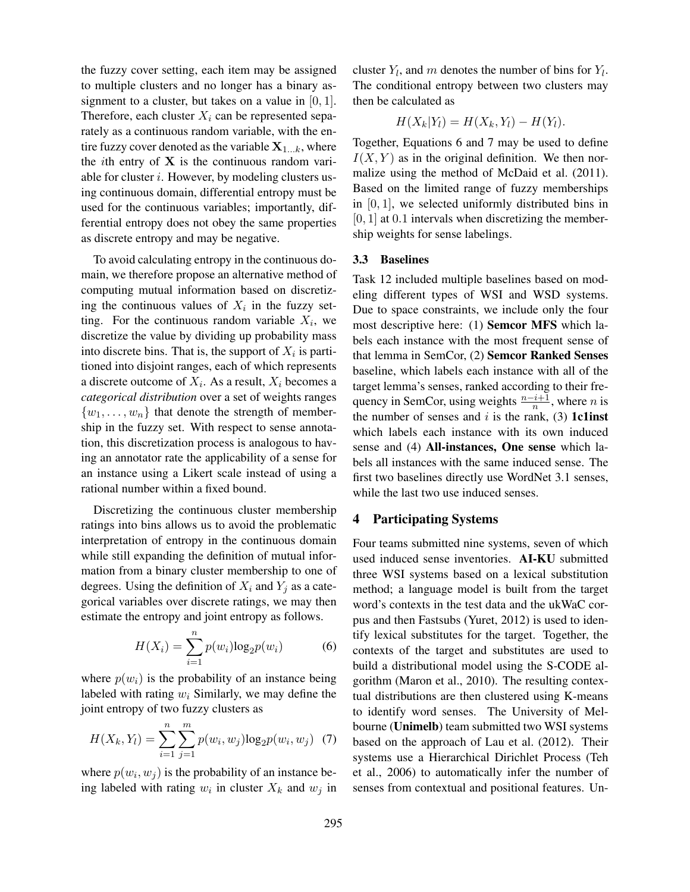the fuzzy cover setting, each item may be assigned to multiple clusters and no longer has a binary assignment to a cluster, but takes on a value in $[0, 1]$. Therefore, each cluster $X_i$ can be represented separately as a continuous random variable, with the entire fuzzy cover denoted as the variable $\mathbf{X}_{1...k}$, where the $i$th entry of $\mathbf{X}$ is the continuous random variable for cluster $i$. However, by modeling clusters using continuous domain, differential entropy must be used for the continuous variables; importantly, differential entropy does not obey the same properties as discrete entropy and may be negative.

To avoid calculating entropy in the continuous domain, we therefore propose an alternative method of computing mutual information based on discretizing the continuous values of $X_i$ in the fuzzy setting. For the continuous random variable $X_i$, we discretize the value by dividing up probability mass into discrete bins. That is, the support of $X_i$ is partitioned into disjoint ranges, each of which represents a discrete outcome of $X_i$. As a result, $X_i$ becomes a *categorical distribution* over a set of weights ranges $\{w_1, \ldots, w_n\}$ that denote the strength of membership in the fuzzy set. With respect to sense annotation, this discretization process is analogous to having an annotator rate the applicability of a sense for an instance using a Likert scale instead of using a rational number within a fixed bound.

Discretizing the continuous cluster membership ratings into bins allows us to avoid the problematic interpretation of entropy in the continuous domain while still expanding the definition of mutual information from a binary cluster membership to one of degrees. Using the definition of $X_i$ and $Y_j$ as a categorical variables over discrete ratings, we may then estimate the entropy and joint entropy as follows.

$$H(X_i) = \sum_{i=1}^{n} p(w_i) \log_2 p(w_i) \quad (6)$$

where $p(w_i)$ is the probability of an instance being labeled with rating $w_i$ Similarly, we may define the joint entropy of two fuzzy clusters as

$$H(X_k, Y_l) = \sum_{i=1}^{n} \sum_{j=1}^{m} p(w_i, w_j) \log_2 p(w_i, w_j) \quad (7)$$

where $p(w_i, w_j)$ is the probability of an instance being labeled with rating $w_i$ in cluster $X_k$ and $w_j$ in cluster $Y_l$, and $m$ denotes the number of bins for $Y_l$. The conditional entropy between two clusters may then be calculated as

$$H(X_k|Y_l) = H(X_k, Y_l) - H(Y_l).$$

Together, Equations 6 and 7 may be used to define $I(X, Y)$ as in the original definition. We then normalize using the method of McDaid et al. (2011). Based on the limited range of fuzzy memberships in $[0, 1]$, we selected uniformly distributed bins in $[0, 1]$ at $0.1$ intervals when discretizing the membership weights for sense labelings.

### 3.3 Baselines

Task 12 included multiple baselines based on modeling different types of WSI and WSD systems. Due to space constraints, we include only the four most descriptive here: (1) **Semcor MFS** which labels each instance with the most frequent sense of that lemma in SemCor, (2) **Semcor Ranked Senses** baseline, which labels each instance with all of the target lemma's senses, ranked according to their frequency in SemCor, using weights $\frac{n-i+1}{n}$, where $n$ is the number of senses and $i$ is the rank, (3) **1c1inst** which labels each instance with its own induced sense and (4) **All-instances, One sense** which labels all instances with the same induced sense. The first two baselines directly use WordNet 3.1 senses, while the last two use induced senses.

## 4 Participating Systems

Four teams submitted nine systems, seven of which used induced sense inventories. **AI-KU** submitted three WSI systems based on a lexical substitution method; a language model is built from the target word's contexts in the test data and the ukWaC corpus and then Fastsubs (Yuret, 2012) is used to identify lexical substitutes for the target. Together, the contexts of the target and substitutes are used to build a distributional model using the S-CODE algorithm (Maron et al., 2010). The resulting contextual distributions are then clustered using K-means to identify word senses. The University of Melbourne (**Unimelb**) team submitted two WSI systems based on the approach of Lau et al. (2012). Their systems use a Hierarchical Dirichlet Process (Teh et al., 2006) to automatically infer the number of senses from contextual and positional features. Un-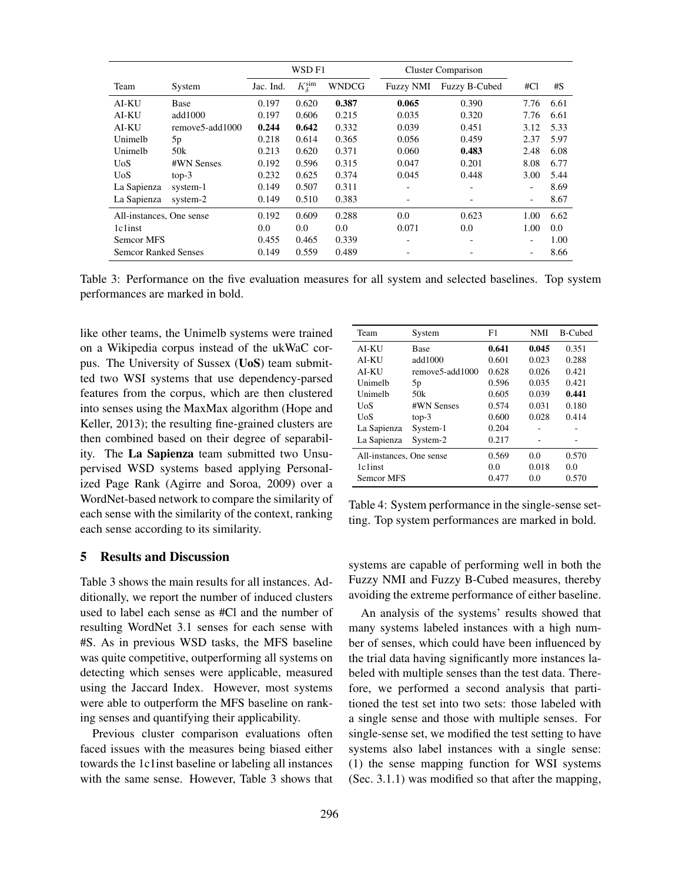| Team | System | WSD F1 | | | Cluster Comparison | | #Cl | #S |
|---|---|---|---|---|---|---|---|---|
| | | Jac. Ind. | $K_{\delta}^{\text{sim}}$ | WNDCG | Fuzzy NMI | Fuzzy B-Cubed | | |
| AI-KU | Base | 0.197 | 0.620 | **0.387** | **0.065** | 0.390 | 7.76 | 6.61 |
| AI-KU | add1000 | 0.197 | 0.606 | 0.215 | 0.035 | 0.320 | 7.76 | 6.61 |
| AI-KU | remove5-add1000 | **0.244** | **0.642** | 0.332 | 0.039 | 0.451 | 3.12 | 5.33 |
| Unimelb | 5p | 0.218 | 0.614 | 0.365 | 0.056 | 0.459 | 2.37 | 5.97 |
| Unimelb | 50k | 0.213 | 0.620 | 0.371 | 0.060 | **0.483** | 2.48 | 6.08 |
| UoS | #WN Senses | 0.192 | 0.596 | 0.315 | 0.047 | 0.201 | 8.08 | 6.77 |
| UoS | top-3 | 0.232 | 0.625 | 0.374 | 0.045 | 0.448 | 3.00 | 5.44 |
| La Sapienza | system-1 | 0.149 | 0.507 | 0.311 | - | - | - | 8.69 |
| La Sapienza | system-2 | 0.149 | 0.510 | 0.383 | - | - | - | 8.67 |
| All-instances, One sense | | 0.192 | 0.609 | 0.288 | 0.0 | 0.623 | 1.00 | 6.62 |
| 1c1inst | | 0.0 | 0.0 | 0.0 | 0.071 | 0.0 | 1.00 | 0.0 |
| Semcor MFS | | 0.455 | 0.465 | 0.339 | - | - | - | 1.00 |
| Semcor Ranked Senses | | 0.149 | 0.559 | 0.489 | - | - | - | 8.66 |

Table 3: Performance on the five evaluation measures for all system and selected baselines. Top system performances are marked in bold.

like other teams, the Unimelb systems were trained on a Wikipedia corpus instead of the ukWaC corpus. The University of Sussex (**UoS**) team submitted two WSI systems that use dependency-parsed features from the corpus, which are then clustered into senses using the MaxMax algorithm (Hope and Keller, 2013); the resulting fine-grained clusters are then combined based on their degree of separability. The **La Sapienza** team submitted two Unsupervised WSD systems based applying Personalized Page Rank (Agirre and Soroa, 2009) over a WordNet-based network to compare the similarity of each sense with the similarity of the context, ranking each sense according to its similarity.

## 5 Results and Discussion

Table 3 shows the main results for all instances. Additionally, we report the number of induced clusters used to label each sense as #Cl and the number of resulting WordNet 3.1 senses for each sense with #S. As in previous WSD tasks, the MFS baseline was quite competitive, outperforming all systems on detecting which senses were applicable, measured using the Jaccard Index. However, most systems were able to outperform the MFS baseline on ranking senses and quantifying their applicability.

Previous cluster comparison evaluations often faced issues with the measures being biased either towards the 1c1inst baseline or labeling all instances with the same sense. However, Table 3 shows that systems are capable of performing well in both the Fuzzy NMI and Fuzzy B-Cubed measures, thereby avoiding the extreme performance of either baseline.

| Team | System | F1 | NMI | B-Cubed |
|---|---|---|---|---|
| AI-KU | Base | **0.641** | **0.045** | 0.351 |
| AI-KU | add1000 | 0.601 | 0.023 | 0.288 |
| AI-KU | remove5-add1000 | 0.628 | 0.026 | 0.421 |
| Unimelb | 5p | 0.596 | 0.035 | 0.421 |
| Unimelb | 50k | 0.605 | 0.039 | **0.441** |
| UoS | #WN Senses | 0.574 | 0.031 | 0.180 |
| UoS | top-3 | 0.600 | 0.028 | 0.414 |
| La Sapienza | System-1 | 0.204 | - | - |
| La Sapienza | System-2 | 0.217 | - | - |
| All-instances, One sense | | 0.569 | 0.0 | 0.570 |
| 1c1inst | | 0.0 | 0.018 | 0.0 |
| Semcor MFS | | 0.477 | 0.0 | 0.570 |

Table 4: System performance in the single-sense setting. Top system performances are marked in bold.

An analysis of the systems' results showed that many systems labeled instances with a high number of senses, which could have been influenced by the trial data having significantly more instances labeled with multiple senses than the test data. Therefore, we performed a second analysis that partitioned the test set into two sets: those labeled with a single sense and those with multiple senses. For single-sense set, we modified the test setting to have systems also label instances with a single sense: (1) the sense mapping function for WSI systems (Sec. 3.1.1) was modified so that after the mapping,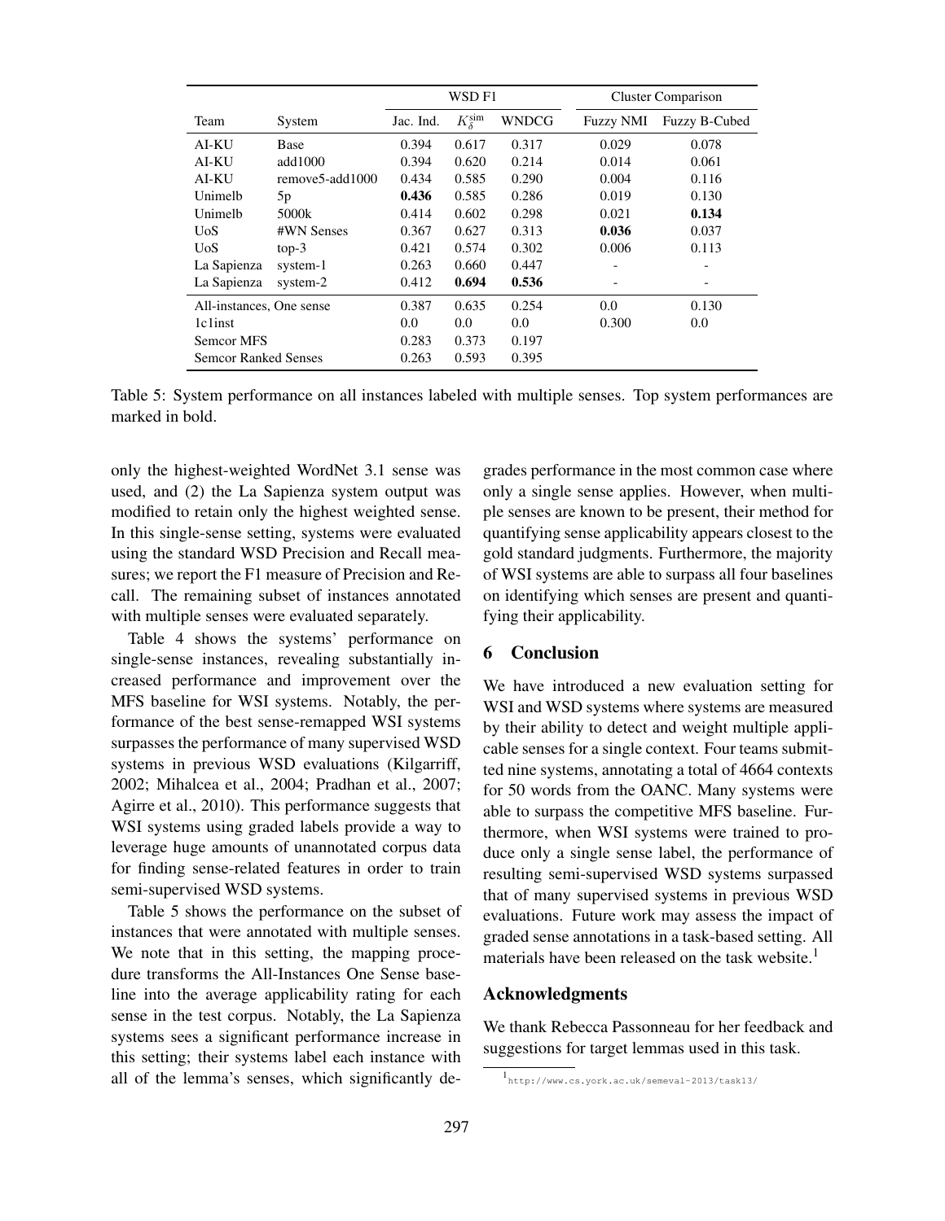| Team | System | WSD F1 | | | Cluster Comparison | |
|---|---|---|---|---|---|---|
| | | Jac. Ind. | $K_{\delta}^{\text{sim}}$ | WNDCG | Fuzzy NMI | Fuzzy B-Cubed |
| AI-KU | Base | 0.394 | 0.617 | 0.317 | 0.029 | 0.078 |
| AI-KU | add1000 | 0.394 | 0.620 | 0.214 | 0.014 | 0.061 |
| AI-KU | remove5-add1000 | 0.434 | 0.585 | 0.290 | 0.004 | 0.116 |
| Unimelb | 5p | **0.436** | 0.585 | 0.286 | 0.019 | 0.130 |
| Unimelb | 5000k | 0.414 | 0.602 | 0.298 | 0.021 | **0.134** |
| UoS | #WN Senses | 0.367 | 0.627 | 0.313 | **0.036** | 0.037 |
| UoS | top-3 | 0.421 | 0.574 | 0.302 | 0.006 | 0.113 |
| La Sapienza | system-1 | 0.263 | 0.660 | 0.447 | - | - |
| La Sapienza | system-2 | 0.412 | **0.694** | **0.536** | - | - |
| All-instances, One sense | | 0.387 | 0.635 | 0.254 | 0.0 | 0.130 |
| 1c1inst | | 0.0 | 0.0 | 0.0 | 0.300 | 0.0 |
| Semcor MFS | | 0.283 | 0.373 | 0.197 | | |
| Semcor Ranked Senses | | 0.263 | 0.593 | 0.395 | | |

Table 5: System performance on all instances labeled with multiple senses. Top system performances are marked in bold.

only the highest-weighted WordNet 3.1 sense was used, and (2) the La Sapienza system output was modified to retain only the highest weighted sense. In this single-sense setting, systems were evaluated using the standard WSD Precision and Recall measures; we report the F1 measure of Precision and Recall. The remaining subset of instances annotated with multiple senses were evaluated separately.

Table 4 shows the systems' performance on single-sense instances, revealing substantially increased performance and improvement over the MFS baseline for WSI systems. Notably, the performance of the best sense-remapped WSI systems surpasses the performance of many supervised WSD systems in previous WSD evaluations (Kilgarriff, 2002; Mihalcea et al., 2004; Pradhan et al., 2007; Agirre et al., 2010). This performance suggests that WSI systems using graded labels provide a way to leverage huge amounts of unannotated corpus data for finding sense-related features in order to train semi-supervised WSD systems.

Table 5 shows the performance on the subset of instances that were annotated with multiple senses. We note that in this setting, the mapping procedure transforms the All-Instances One Sense baseline into the average applicability rating for each sense in the test corpus. Notably, the La Sapienza systems sees a significant performance increase in this setting; their systems label each instance with all of the lemma's senses, which significantly degrades performance in the most common case where only a single sense applies. However, when multiple senses are known to be present, their method for quantifying sense applicability appears closest to the gold standard judgments. Furthermore, the majority of WSI systems are able to surpass all four baselines on identifying which senses are present and quantifying their applicability.

## 6 Conclusion

We have introduced a new evaluation setting for WSI and WSD systems where systems are measured by their ability to detect and weight multiple applicable senses for a single context. Four teams submitted nine systems, annotating a total of 4664 contexts for 50 words from the OANC. Many systems were able to surpass the competitive MFS baseline. Furthermore, when WSI systems were trained to produce only a single sense label, the performance of resulting semi-supervised WSD systems surpassed that of many supervised systems in previous WSD evaluations. Future work may assess the impact of graded sense annotations in a task-based setting. All materials have been released on the task website.[1]

## Acknowledgments

We thank Rebecca Passonneau for her feedback and suggestions for target lemmas used in this task.

[1] http://www.cs.york.ac.uk/semeval-2013/task13/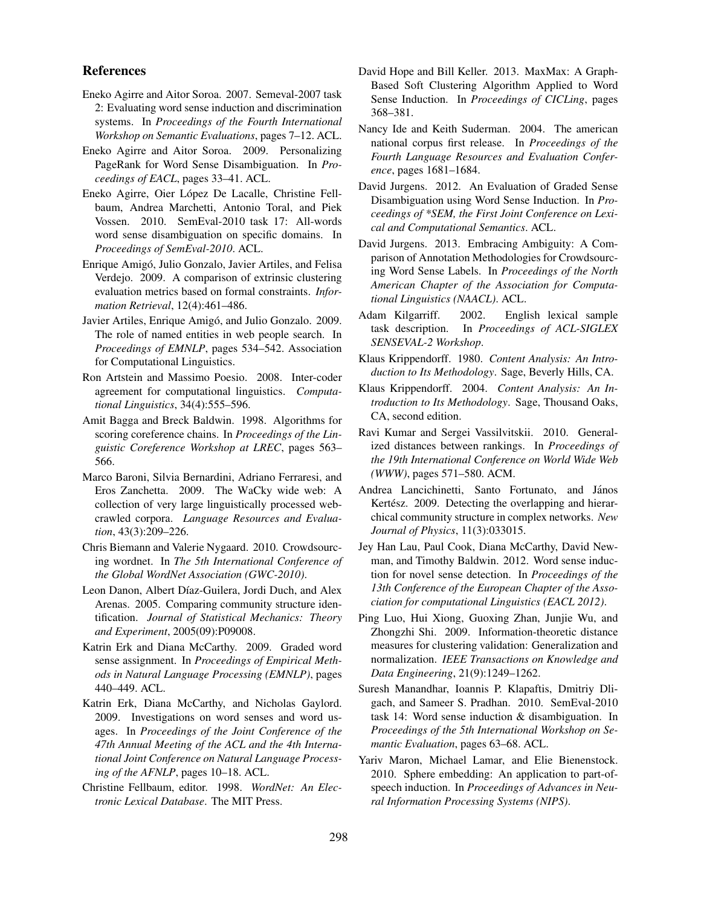## References

Eneko Agirre and Aitor Soroa. 2007. Semeval-2007 task 2: Evaluating word sense induction and discrimination systems. In *Proceedings of the Fourth International Workshop on Semantic Evaluations*, pages 7–12. ACL.

Eneko Agirre and Aitor Soroa. 2009. Personalizing PageRank for Word Sense Disambiguation. In *Proceedings of EACL*, pages 33–41. ACL.

Eneko Agirre, Oier López De Lacalle, Christine Fellbaum, Andrea Marchetti, Antonio Toral, and Piek Vossen. 2010. SemEval-2010 task 17: All-words word sense disambiguation on specific domains. In *Proceedings of SemEval-2010*. ACL.

Enrique Amigó, Julio Gonzalo, Javier Artiles, and Felisa Verdejo. 2009. A comparison of extrinsic clustering evaluation metrics based on formal constraints. *Information Retrieval*, 12(4):461–486.

Javier Artiles, Enrique Amigó, and Julio Gonzalo. 2009. The role of named entities in web people search. In *Proceedings of EMNLP*, pages 534–542. Association for Computational Linguistics.

Ron Artstein and Massimo Poesio. 2008. Inter-coder agreement for computational linguistics. *Computational Linguistics*, 34(4):555–596.

Amit Bagga and Breck Baldwin. 1998. Algorithms for scoring coreference chains. In *Proceedings of the Linguistic Coreference Workshop at LREC*, pages 563–566.

Marco Baroni, Silvia Bernardini, Adriano Ferraresi, and Eros Zanchetta. 2009. The WaCky wide web: A collection of very large linguistically processed web-crawled corpora. *Language Resources and Evaluation*, 43(3):209–226.

Chris Biemann and Valerie Nygaard. 2010. Crowdsourcing wordnet. In *The 5th International Conference of the Global WordNet Association (GWC-2010)*.

Leon Danon, Albert Díaz-Guilera, Jordi Duch, and Alex Arenas. 2005. Comparing community structure identification. *Journal of Statistical Mechanics: Theory and Experiment*, 2005(09):P09008.

Katrin Erk and Diana McCarthy. 2009. Graded word sense assignment. In *Proceedings of Empirical Methods in Natural Language Processing (EMNLP)*, pages 440–449. ACL.

Katrin Erk, Diana McCarthy, and Nicholas Gaylord. 2009. Investigations on word senses and word usages. In *Proceedings of the Joint Conference of the 47th Annual Meeting of the ACL and the 4th International Joint Conference on Natural Language Processing of the AFNLP*, pages 10–18. ACL.

Christine Fellbaum, editor. 1998. *WordNet: An Electronic Lexical Database*. The MIT Press.

David Hope and Bill Keller. 2013. MaxMax: A Graph-Based Soft Clustering Algorithm Applied to Word Sense Induction. In *Proceedings of CICLing*, pages 368–381.

Nancy Ide and Keith Suderman. 2004. The american national corpus first release. In *Proceedings of the Fourth Language Resources and Evaluation Conference*, pages 1681–1684.

David Jurgens. 2012. An Evaluation of Graded Sense Disambiguation using Word Sense Induction. In *Proceedings of \*SEM, the First Joint Conference on Lexical and Computational Semantics*. ACL.

David Jurgens. 2013. Embracing Ambiguity: A Comparison of Annotation Methodologies for Crowdsourcing Word Sense Labels. In *Proceedings of the North American Chapter of the Association for Computational Linguistics (NAACL)*. ACL.

Adam Kilgarriff. 2002. English lexical sample task description. In *Proceedings of ACL-SIGLEX SENSEVAL-2 Workshop*.

Klaus Krippendorff. 1980. *Content Analysis: An Introduction to Its Methodology*. Sage, Beverly Hills, CA.

Klaus Krippendorff. 2004. *Content Analysis: An Introduction to Its Methodology*. Sage, Thousand Oaks, CA, second edition.

Ravi Kumar and Sergei Vassilvitskii. 2010. Generalized distances between rankings. In *Proceedings of the 19th International Conference on World Wide Web (WWW)*, pages 571–580. ACM.

Andrea Lancichinetti, Santo Fortunato, and János Kertész. 2009. Detecting the overlapping and hierarchical community structure in complex networks. *New Journal of Physics*, 11(3):033015.

Jey Han Lau, Paul Cook, Diana McCarthy, David Newman, and Timothy Baldwin. 2012. Word sense induction for novel sense detection. In *Proceedings of the 13th Conference of the European Chapter of the Association for computational Linguistics (EACL 2012)*.

Ping Luo, Hui Xiong, Guoxing Zhan, Junjie Wu, and Zhongzhi Shi. 2009. Information-theoretic distance measures for clustering validation: Generalization and normalization. *IEEE Transactions on Knowledge and Data Engineering*, 21(9):1249–1262.

Suresh Manandhar, Ioannis P. Klapaftis, Dmitriy Dligach, and Sameer S. Pradhan. 2010. SemEval-2010 task 14: Word sense induction & disambiguation. In *Proceedings of the 5th International Workshop on Semantic Evaluation*, pages 63–68. ACL.

Yariv Maron, Michael Lamar, and Elie Bienenstock. 2010. Sphere embedding: An application to part-of-speech induction. In *Proceedings of Advances in Neural Information Processing Systems (NIPS)*.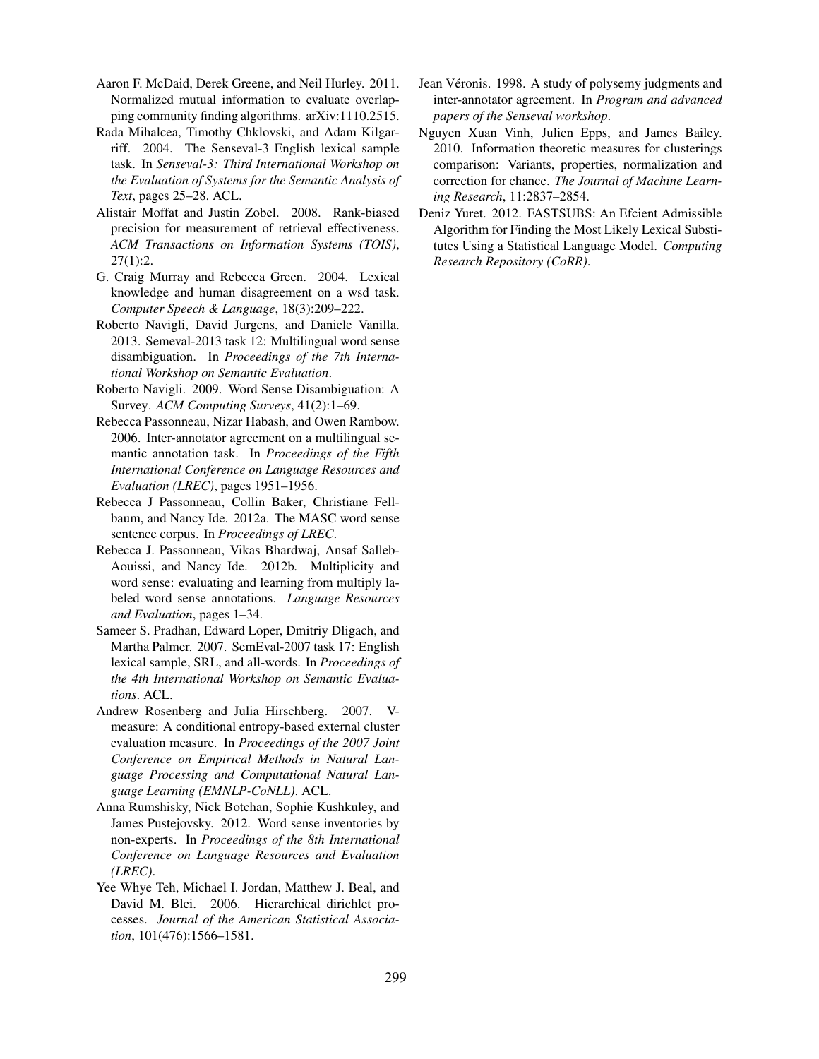Aaron F. McDaid, Derek Greene, and Neil Hurley. 2011. Normalized mutual information to evaluate overlapping community finding algorithms. arXiv:1110.2515.

Rada Mihalcea, Timothy Chklovski, and Adam Kilgarriff. 2004. The Senseval-3 English lexical sample task. In *Senseval-3: Third International Workshop on the Evaluation of Systems for the Semantic Analysis of Text*, pages 25–28. ACL.

Alistair Moffat and Justin Zobel. 2008. Rank-biased precision for measurement of retrieval effectiveness. *ACM Transactions on Information Systems (TOIS)*, 27(1):2.

G. Craig Murray and Rebecca Green. 2004. Lexical knowledge and human disagreement on a wsd task. *Computer Speech & Language*, 18(3):209–222.

Roberto Navigli, David Jurgens, and Daniele Vanilla. 2013. Semeval-2013 task 12: Multilingual word sense disambiguation. In *Proceedings of the 7th International Workshop on Semantic Evaluation*.

Roberto Navigli. 2009. Word Sense Disambiguation: A Survey. *ACM Computing Surveys*, 41(2):1–69.

Rebecca Passonneau, Nizar Habash, and Owen Rambow. 2006. Inter-annotator agreement on a multilingual semantic annotation task. In *Proceedings of the Fifth International Conference on Language Resources and Evaluation (LREC)*, pages 1951–1956.

Rebecca J Passonneau, Collin Baker, Christiane Fellbaum, and Nancy Ide. 2012a. The MASC word sense sentence corpus. In *Proceedings of LREC*.

Rebecca J. Passonneau, Vikas Bhardwaj, Ansaf Salleb-Aouissi, and Nancy Ide. 2012b. Multiplicity and word sense: evaluating and learning from multiply labeled word sense annotations. *Language Resources and Evaluation*, pages 1–34.

Sameer S. Pradhan, Edward Loper, Dmitriy Dligach, and Martha Palmer. 2007. SemEval-2007 task 17: English lexical sample, SRL, and all-words. In *Proceedings of the 4th International Workshop on Semantic Evaluations*. ACL.

Andrew Rosenberg and Julia Hirschberg. 2007. V-measure: A conditional entropy-based external cluster evaluation measure. In *Proceedings of the 2007 Joint Conference on Empirical Methods in Natural Language Processing and Computational Natural Language Learning (EMNLP-CoNLL)*. ACL.

Anna Rumshisky, Nick Botchan, Sophie Kushkuley, and James Pustejovsky. 2012. Word sense inventories by non-experts. In *Proceedings of the 8th International Conference on Language Resources and Evaluation (LREC)*.

Yee Whye Teh, Michael I. Jordan, Matthew J. Beal, and David M. Blei. 2006. Hierarchical dirichlet processes. *Journal of the American Statistical Association*, 101(476):1566–1581.

Jean Véronis. 1998. A study of polysemy judgments and inter-annotator agreement. In *Program and advanced papers of the Senseval workshop*.

Nguyen Xuan Vinh, Julien Epps, and James Bailey. 2010. Information theoretic measures for clusterings comparison: Variants, properties, normalization and correction for chance. *The Journal of Machine Learning Research*, 11:2837–2854.

Deniz Yuret. 2012. FASTSUBS: An Efcient Admissible Algorithm for Finding the Most Likely Lexical Substitutes Using a Statistical Language Model. *Computing Research Repository (CoRR)*.